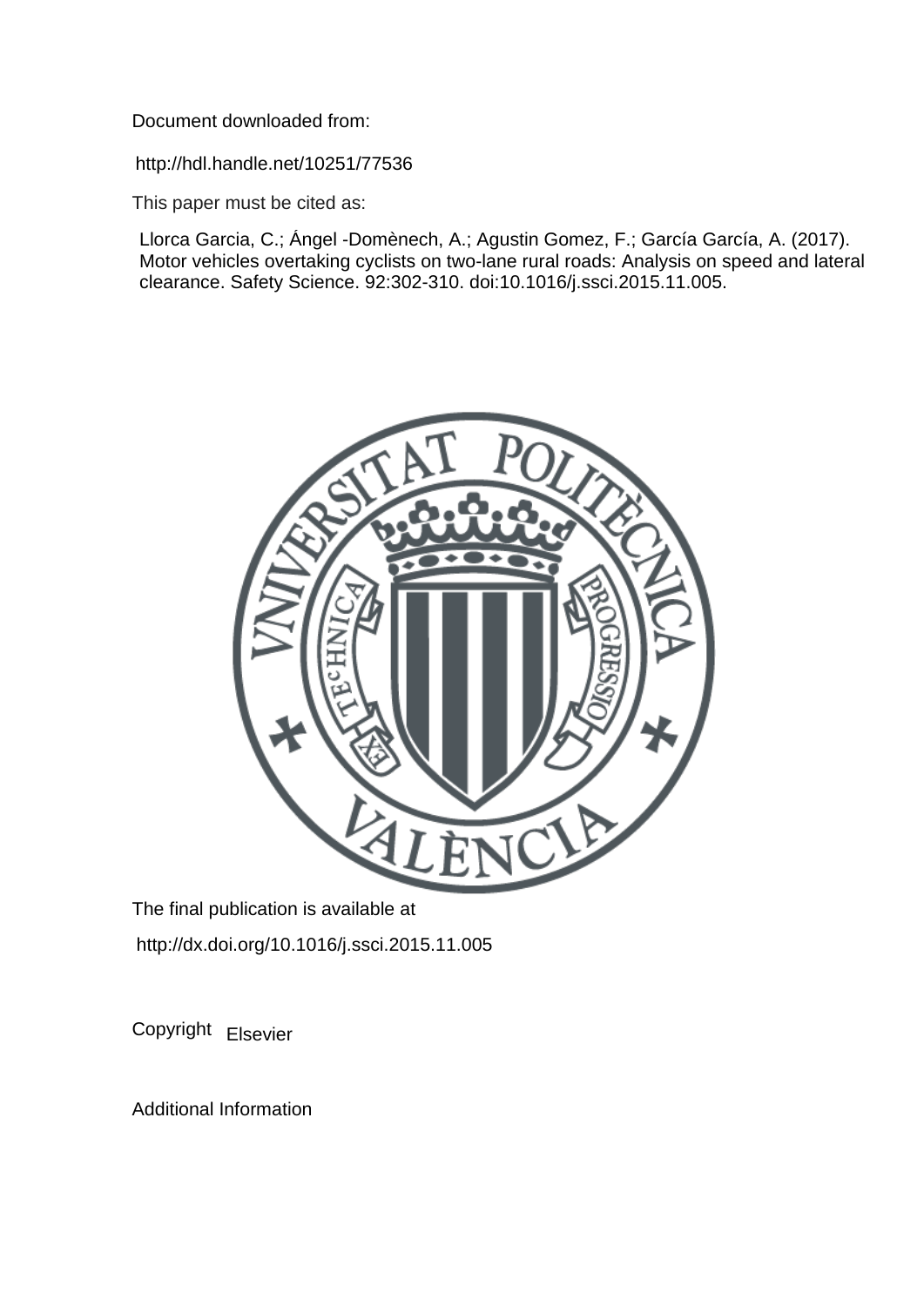Document downloaded from:

http://hdl.handle.net/10251/77536

This paper must be cited as:

Llorca Garcia, C.; Ángel -Domènech, A.; Agustin Gomez, F.; García García, A. (2017). Motor vehicles overtaking cyclists on two-lane rural roads: Analysis on speed and lateral clearance. Safety Science. 92:302-310. doi:10.1016/j.ssci.2015.11.005.

The final publication is available at

http://dx.doi.org/10.1016/j.ssci.2015.11.005

Copyright Elsevier

Additional Information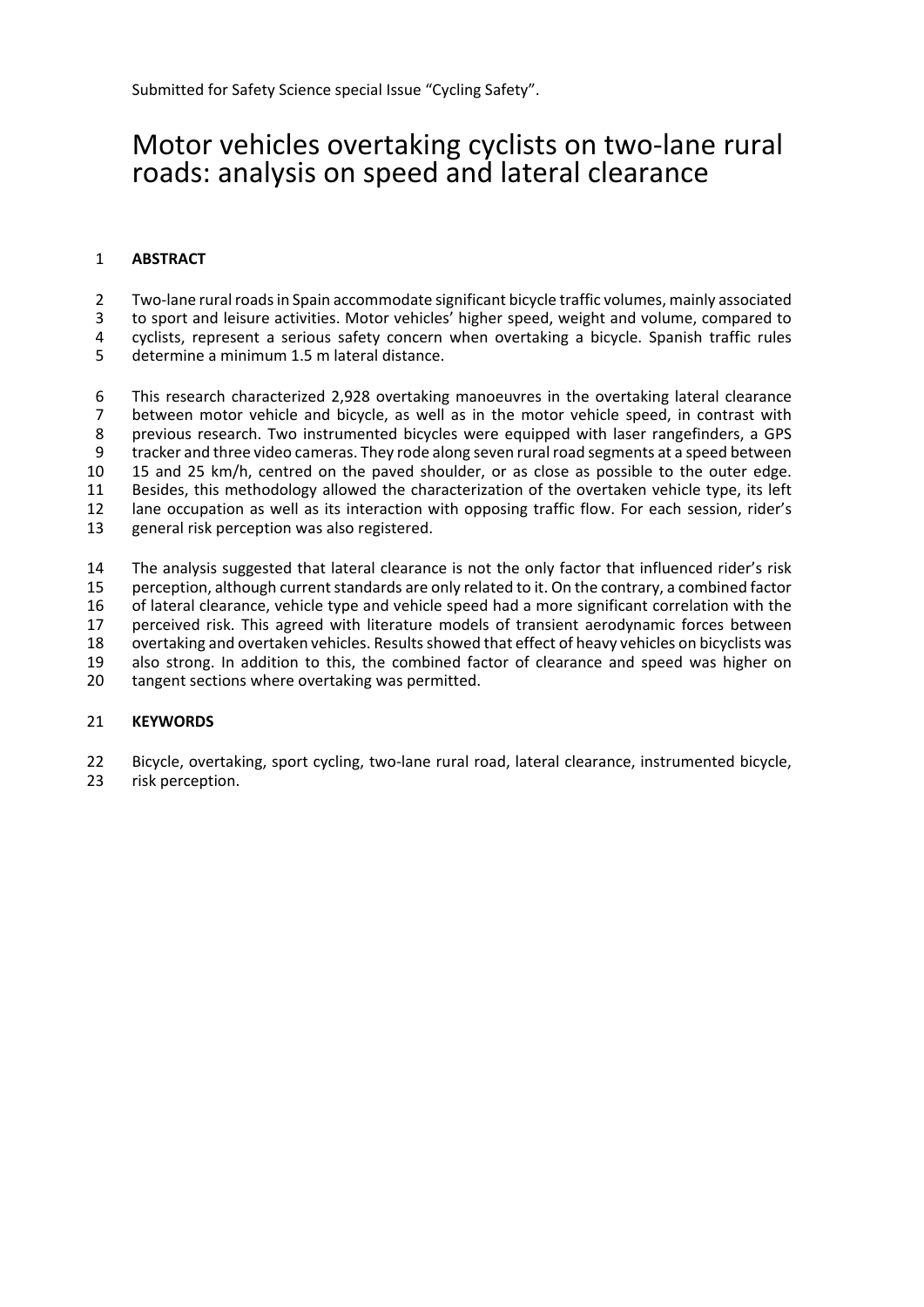Submitted for Safety Science special Issue "Cycling Safety".

# Motor vehicles overtaking cyclists on two-lane rural roads: analysis on speed and lateral clearance

## ABSTRACT

Two-lane rural roads in Spain accommodate significant bicycle traffic volumes, mainly associated to sport and leisure activities. Motor vehicles' higher speed, weight and volume, compared to cyclists, represent a serious safety concern when overtaking a bicycle. Spanish traffic rules determine a minimum 1.5 m lateral distance.

This research characterized 2,928 overtaking manoeuvres in the overtaking lateral clearance between motor vehicle and bicycle, as well as in the motor vehicle speed, in contrast with previous research. Two instrumented bicycles were equipped with laser rangefinders, a GPS tracker and three video cameras. They rode along seven rural road segments at a speed between 15 and 25 km/h, centred on the paved shoulder, or as close as possible to the outer edge. Besides, this methodology allowed the characterization of the overtaken vehicle type, its left lane occupation as well as its interaction with opposing traffic flow. For each session, rider's general risk perception was also registered.

The analysis suggested that lateral clearance is not the only factor that influenced rider's risk perception, although current standards are only related to it. On the contrary, a combined factor of lateral clearance, vehicle type and vehicle speed had a more significant correlation with the perceived risk. This agreed with literature models of transient aerodynamic forces between overtaking and overtaken vehicles. Results showed that effect of heavy vehicles on bicyclists was also strong. In addition to this, the combined factor of clearance and speed was higher on tangent sections where overtaking was permitted.

## KEYWORDS

Bicycle, overtaking, sport cycling, two-lane rural road, lateral clearance, instrumented bicycle, risk perception.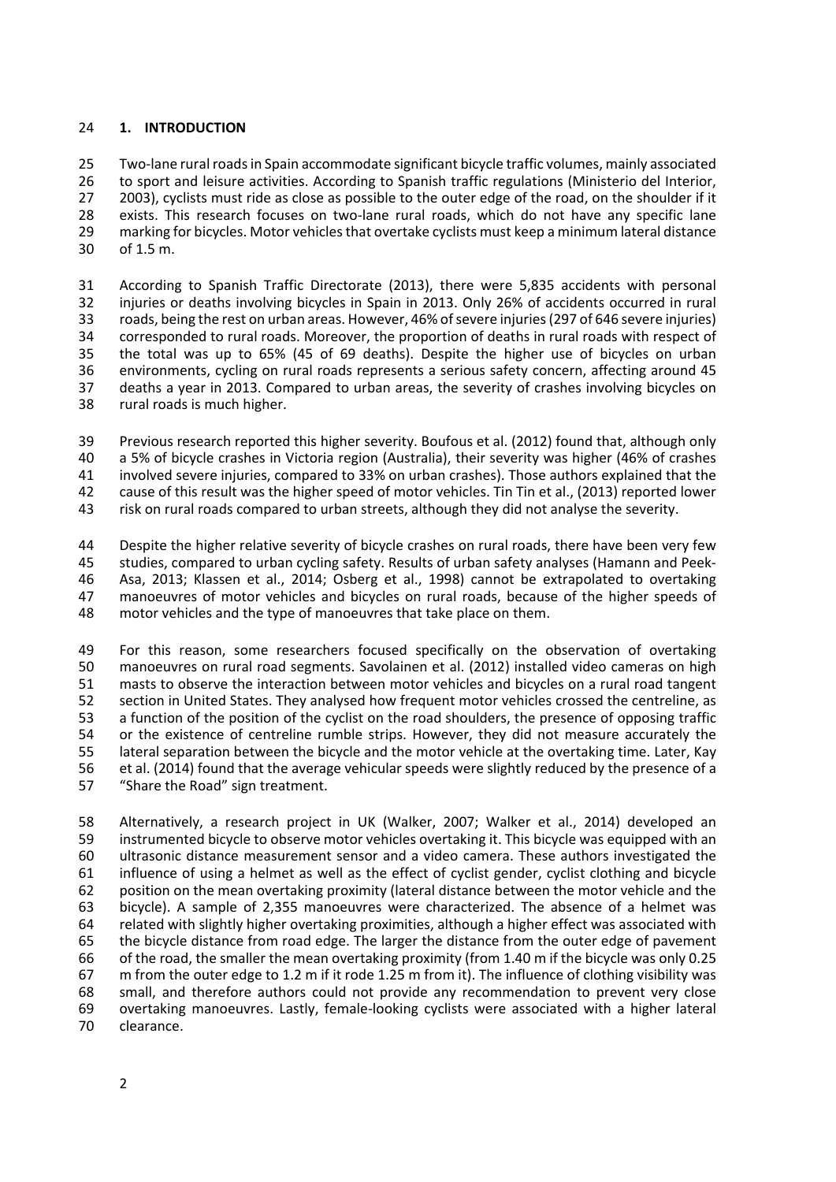# 1. INTRODUCTION

Two-lane rural roads in Spain accommodate significant bicycle traffic volumes, mainly associated to sport and leisure activities. According to Spanish traffic regulations (Ministerio del Interior, 2003), cyclists must ride as close as possible to the outer edge of the road, on the shoulder if it exists. This research focuses on two-lane rural roads, which do not have any specific lane marking for bicycles. Motor vehicles that overtake cyclists must keep a minimum lateral distance of 1.5 m.

According to Spanish Traffic Directorate (2013), there were 5,835 accidents with personal injuries or deaths involving bicycles in Spain in 2013. Only 26% of accidents occurred in rural roads, being the rest on urban areas. However, 46% of severe injuries (297 of 646 severe injuries) corresponded to rural roads. Moreover, the proportion of deaths in rural roads with respect of the total was up to 65% (45 of 69 deaths). Despite the higher use of bicycles on urban environments, cycling on rural roads represents a serious safety concern, affecting around 45 deaths a year in 2013. Compared to urban areas, the severity of crashes involving bicycles on rural roads is much higher.

Previous research reported this higher severity. Boufous et al. (2012) found that, although only a 5% of bicycle crashes in Victoria region (Australia), their severity was higher (46% of crashes involved severe injuries, compared to 33% on urban crashes). Those authors explained that the cause of this result was the higher speed of motor vehicles. Tin Tin et al., (2013) reported lower risk on rural roads compared to urban streets, although they did not analyse the severity.

Despite the higher relative severity of bicycle crashes on rural roads, there have been very few studies, compared to urban cycling safety. Results of urban safety analyses (Hamann and Peek-Asa, 2013; Klassen et al., 2014; Osberg et al., 1998) cannot be extrapolated to overtaking manoeuvres of motor vehicles and bicycles on rural roads, because of the higher speeds of motor vehicles and the type of manoeuvres that take place on them.

For this reason, some researchers focused specifically on the observation of overtaking manoeuvres on rural road segments. Savolainen et al. (2012) installed video cameras on high masts to observe the interaction between motor vehicles and bicycles on a rural road tangent section in United States. They analysed how frequent motor vehicles crossed the centreline, as a function of the position of the cyclist on the road shoulders, the presence of opposing traffic or the existence of centreline rumble strips. However, they did not measure accurately the lateral separation between the bicycle and the motor vehicle at the overtaking time. Later, Kay et al. (2014) found that the average vehicular speeds were slightly reduced by the presence of a "Share the Road" sign treatment.

Alternatively, a research project in UK (Walker, 2007; Walker et al., 2014) developed an instrumented bicycle to observe motor vehicles overtaking it. This bicycle was equipped with an ultrasonic distance measurement sensor and a video camera. These authors investigated the influence of using a helmet as well as the effect of cyclist gender, cyclist clothing and bicycle position on the mean overtaking proximity (lateral distance between the motor vehicle and the bicycle). A sample of 2,355 manoeuvres were characterized. The absence of a helmet was related with slightly higher overtaking proximities, although a higher effect was associated with the bicycle distance from road edge. The larger the distance from the outer edge of pavement of the road, the smaller the mean overtaking proximity (from 1.40 m if the bicycle was only 0.25 m from the outer edge to 1.2 m if it rode 1.25 m from it). The influence of clothing visibility was small, and therefore authors could not provide any recommendation to prevent very close overtaking manoeuvres. Lastly, female-looking cyclists were associated with a higher lateral clearance.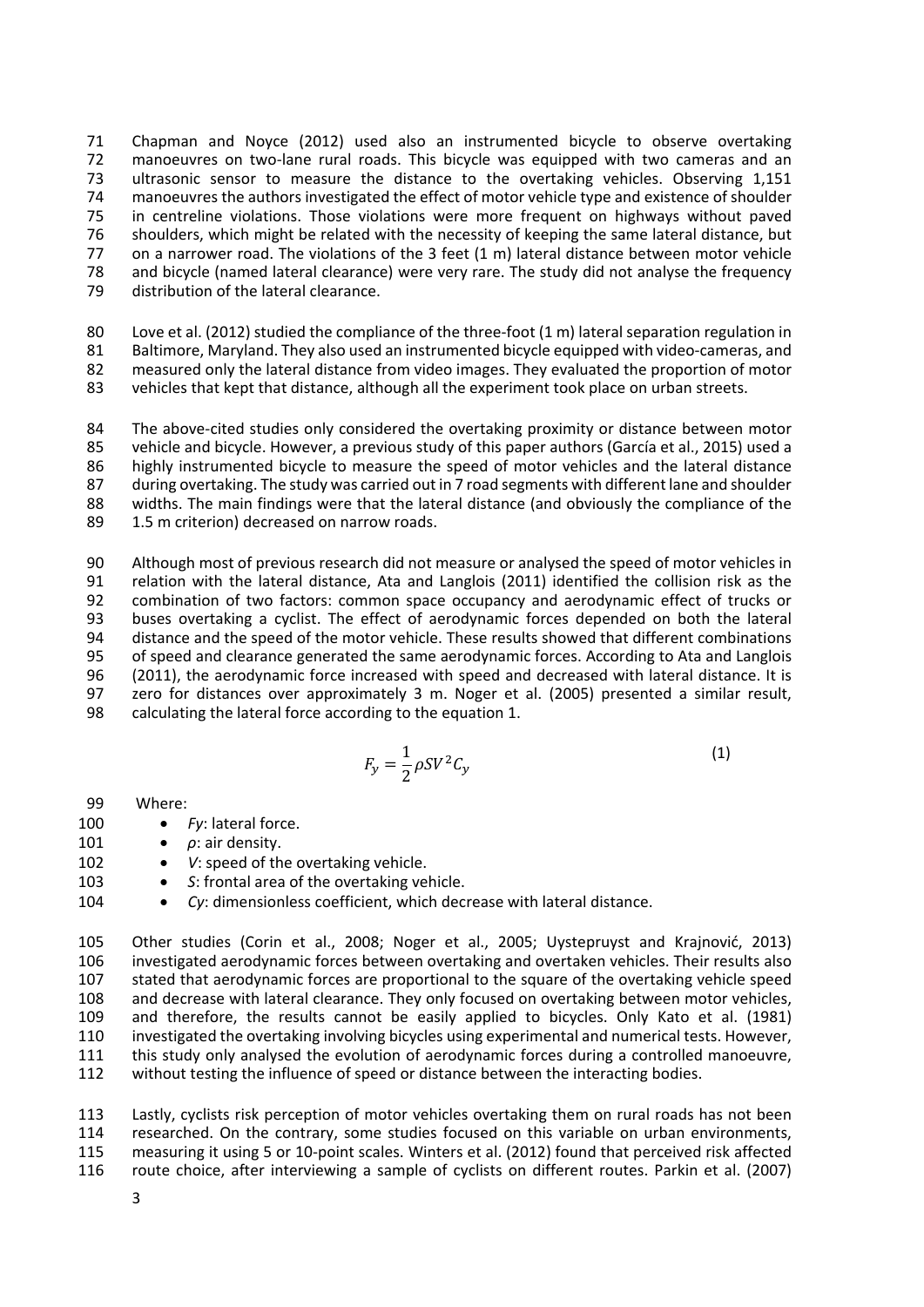Chapman and Noyce (2012) used also an instrumented bicycle to observe overtaking manoeuvres on two-lane rural roads. This bicycle was equipped with two cameras and an ultrasonic sensor to measure the distance to the overtaking vehicles. Observing 1,151 manoeuvres the authors investigated the effect of motor vehicle type and existence of shoulder in centreline violations. Those violations were more frequent on highways without paved shoulders, which might be related with the necessity of keeping the same lateral distance, but on a narrower road. The violations of the 3 feet (1 m) lateral distance between motor vehicle and bicycle (named lateral clearance) were very rare. The study did not analyse the frequency distribution of the lateral clearance.

Love et al. (2012) studied the compliance of the three-foot (1 m) lateral separation regulation in Baltimore, Maryland. They also used an instrumented bicycle equipped with video-cameras, and measured only the lateral distance from video images. They evaluated the proportion of motor vehicles that kept that distance, although all the experiment took place on urban streets.

The above-cited studies only considered the overtaking proximity or distance between motor vehicle and bicycle. However, a previous study of this paper authors (García et al., 2015) used a highly instrumented bicycle to measure the speed of motor vehicles and the lateral distance during overtaking. The study was carried out in 7 road segments with different lane and shoulder widths. The main findings were that the lateral distance (and obviously the compliance of the 1.5 m criterion) decreased on narrow roads.

Although most of previous research did not measure or analysed the speed of motor vehicles in relation with the lateral distance, Ata and Langlois (2011) identified the collision risk as the combination of two factors: common space occupancy and aerodynamic effect of trucks or buses overtaking a cyclist. The effect of aerodynamic forces depended on both the lateral distance and the speed of the motor vehicle. These results showed that different combinations of speed and clearance generated the same aerodynamic forces. According to Ata and Langlois (2011), the aerodynamic force increased with speed and decreased with lateral distance. It is zero for distances over approximately 3 m. Noger et al. (2005) presented a similar result, calculating the lateral force according to the equation 1.

$$F_y = \frac{1}{2}\rho S V^2 C_y \tag{1}$$

Where:

- $F_y$: lateral force.
- $\rho$: air density.
- $V$: speed of the overtaking vehicle.
- $S$: frontal area of the overtaking vehicle.
- $C_y$: dimensionless coefficient, which decrease with lateral distance.

Other studies (Corin et al., 2008; Noger et al., 2005; Uystepruyst and Krajnović, 2013) investigated aerodynamic forces between overtaking and overtaken vehicles. Their results also stated that aerodynamic forces are proportional to the square of the overtaking vehicle speed and decrease with lateral clearance. They only focused on overtaking between motor vehicles, and therefore, the results cannot be easily applied to bicycles. Only Kato et al. (1981) investigated the overtaking involving bicycles using experimental and numerical tests. However, this study only analysed the evolution of aerodynamic forces during a controlled manoeuvre, without testing the influence of speed or distance between the interacting bodies.

Lastly, cyclists risk perception of motor vehicles overtaking them on rural roads has not been researched. On the contrary, some studies focused on this variable on urban environments, measuring it using 5 or 10-point scales. Winters et al. (2012) found that perceived risk affected route choice, after interviewing a sample of cyclists on different routes. Parkin et al. (2007)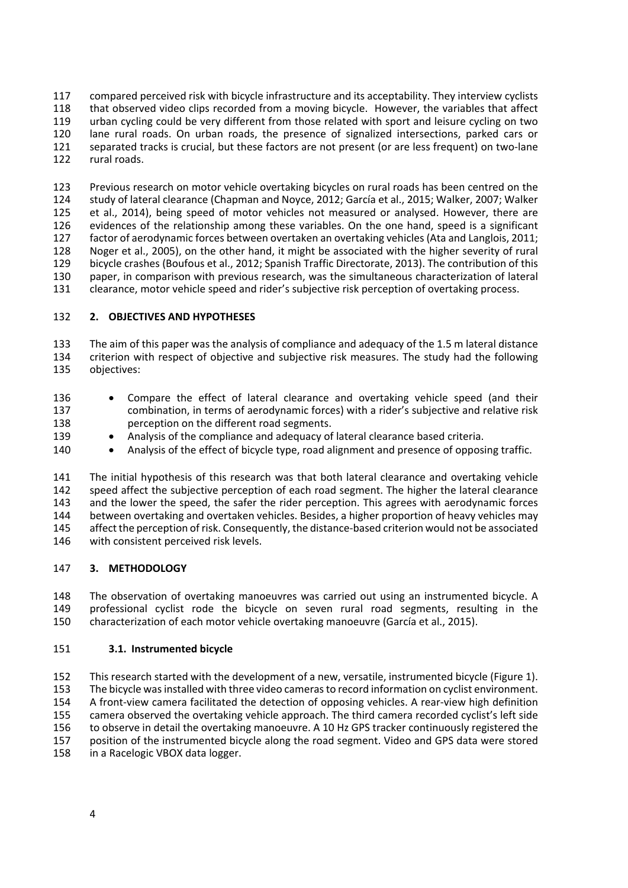compared perceived risk with bicycle infrastructure and its acceptability. They interview cyclists that observed video clips recorded from a moving bicycle. However, the variables that affect urban cycling could be very different from those related with sport and leisure cycling on two lane rural roads. On urban roads, the presence of signalized intersections, parked cars or separated tracks is crucial, but these factors are not present (or are less frequent) on two-lane rural roads.

Previous research on motor vehicle overtaking bicycles on rural roads has been centred on the study of lateral clearance (Chapman and Noyce, 2012; García et al., 2015; Walker, 2007; Walker et al., 2014), being speed of motor vehicles not measured or analysed. However, there are evidences of the relationship among these variables. On the one hand, speed is a significant factor of aerodynamic forces between overtaken an overtaking vehicles (Ata and Langlois, 2011; Noger et al., 2005), on the other hand, it might be associated with the higher severity of rural bicycle crashes (Boufous et al., 2012; Spanish Traffic Directorate, 2013). The contribution of this paper, in comparison with previous research, was the simultaneous characterization of lateral clearance, motor vehicle speed and rider's subjective risk perception of overtaking process.

## 2. OBJECTIVES AND HYPOTHESES

The aim of this paper was the analysis of compliance and adequacy of the 1.5 m lateral distance criterion with respect of objective and subjective risk measures. The study had the following objectives:

- Compare the effect of lateral clearance and overtaking vehicle speed (and their combination, in terms of aerodynamic forces) with a rider's subjective and relative risk perception on the different road segments.
- Analysis of the compliance and adequacy of lateral clearance based criteria.
- Analysis of the effect of bicycle type, road alignment and presence of opposing traffic.

The initial hypothesis of this research was that both lateral clearance and overtaking vehicle speed affect the subjective perception of each road segment. The higher the lateral clearance and the lower the speed, the safer the rider perception. This agrees with aerodynamic forces between overtaking and overtaken vehicles. Besides, a higher proportion of heavy vehicles may affect the perception of risk. Consequently, the distance-based criterion would not be associated with consistent perceived risk levels.

## 3. METHODOLOGY

The observation of overtaking manoeuvres was carried out using an instrumented bicycle. A professional cyclist rode the bicycle on seven rural road segments, resulting in the characterization of each motor vehicle overtaking manoeuvre (García et al., 2015).

### 3.1. Instrumented bicycle

This research started with the development of a new, versatile, instrumented bicycle (Figure 1). The bicycle was installed with three video cameras to record information on cyclist environment. A front-view camera facilitated the detection of opposing vehicles. A rear-view high definition camera observed the overtaking vehicle approach. The third camera recorded cyclist's left side to observe in detail the overtaking manoeuvre. A 10 Hz GPS tracker continuously registered the position of the instrumented bicycle along the road segment. Video and GPS data were stored in a Racelogic VBOX data logger.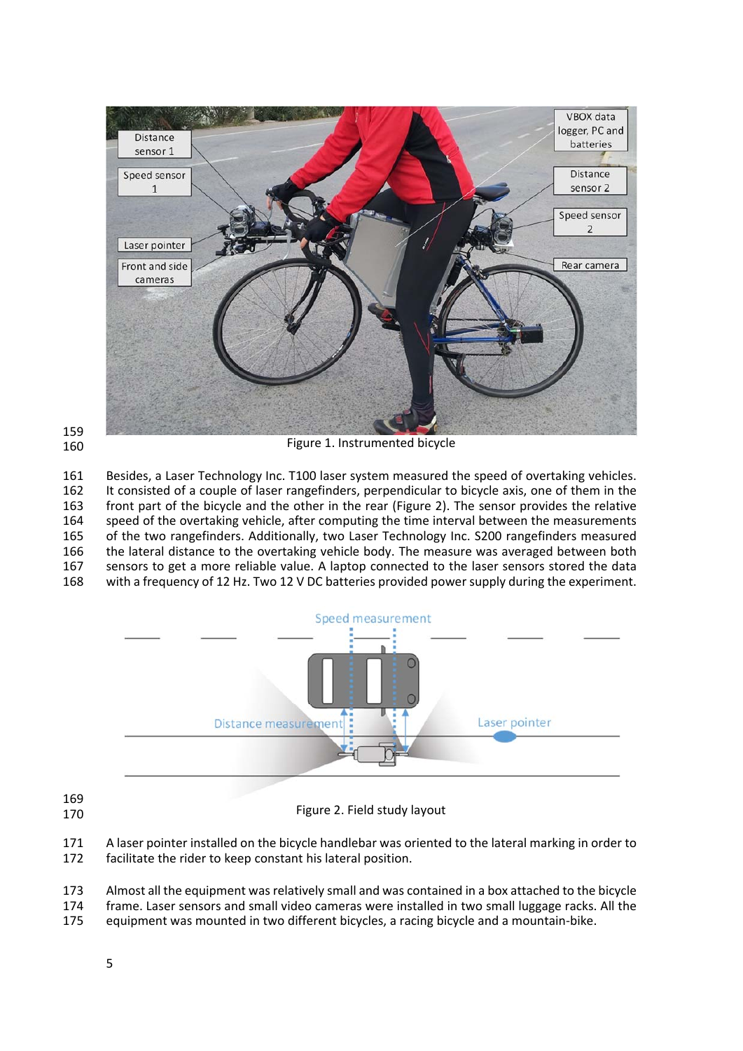Figure 1. Instrumented bicycle

Besides, a Laser Technology Inc. T100 laser system measured the speed of overtaking vehicles. It consisted of a couple of laser rangefinders, perpendicular to bicycle axis, one of them in the front part of the bicycle and the other in the rear (Figure 2). The sensor provides the relative speed of the overtaking vehicle, after computing the time interval between the measurements of the two rangefinders. Additionally, two Laser Technology Inc. S200 rangefinders measured the lateral distance to the overtaking vehicle body. The measure was averaged between both sensors to get a more reliable value. A laptop connected to the laser sensors stored the data with a frequency of 12 Hz. Two 12 V DC batteries provided power supply during the experiment.

Figure 2. Field study layout

A laser pointer installed on the bicycle handlebar was oriented to the lateral marking in order to facilitate the rider to keep constant his lateral position.

Almost all the equipment was relatively small and was contained in a box attached to the bicycle frame. Laser sensors and small video cameras were installed in two small luggage racks. All the equipment was mounted in two different bicycles, a racing bicycle and a mountain-bike.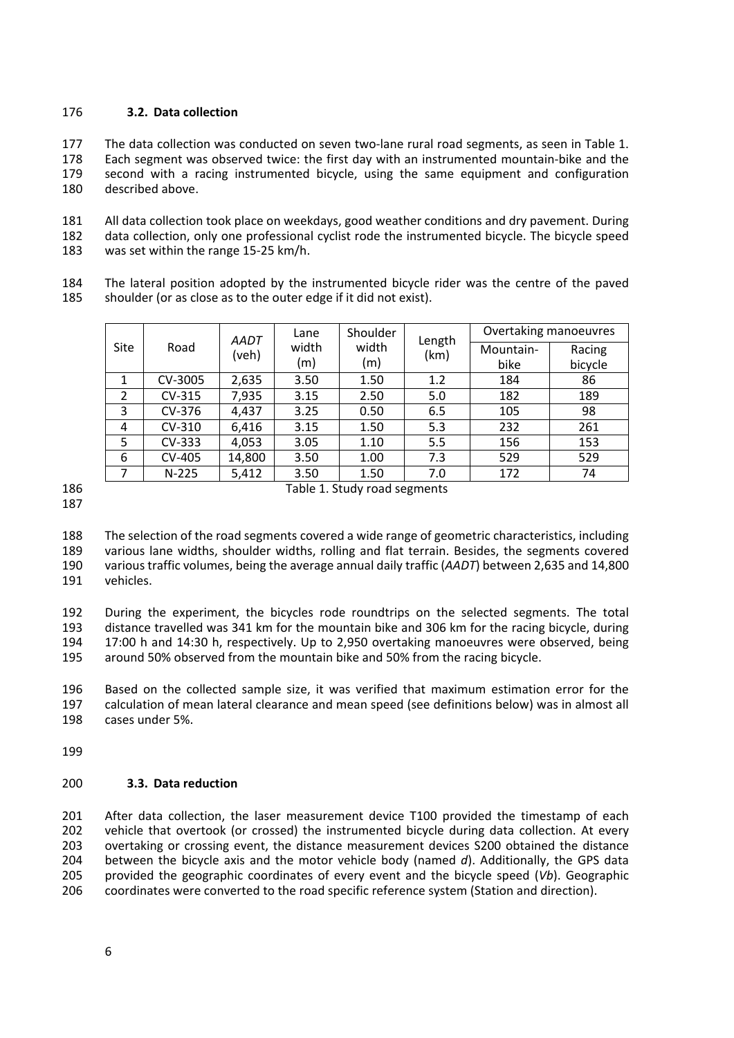### 3.2. Data collection

The data collection was conducted on seven two-lane rural road segments, as seen in Table 1. Each segment was observed twice: the first day with an instrumented mountain-bike and the second with a racing instrumented bicycle, using the same equipment and configuration described above.

All data collection took place on weekdays, good weather conditions and dry pavement. During data collection, only one professional cyclist rode the instrumented bicycle. The bicycle speed was set within the range 15-25 km/h.

The lateral position adopted by the instrumented bicycle rider was the centre of the paved shoulder (or as close as to the outer edge if it did not exist).

| Site | Road | *AADT* (veh) | Lane width (m) | Shoulder width (m) | Length (km) | Overtaking manoeuvres | |
|---|---|---|---|---|---|---|---|
| | | | | | | Mountain-bike | Racing bicycle |
| 1 | CV-3005 | 2,635 | 3.50 | 1.50 | 1.2 | 184 | 86 |
| 2 | CV-315 | 7,935 | 3.15 | 2.50 | 5.0 | 182 | 189 |
| 3 | CV-376 | 4,437 | 3.25 | 0.50 | 6.5 | 105 | 98 |
| 4 | CV-310 | 6,416 | 3.15 | 1.50 | 5.3 | 232 | 261 |
| 5 | CV-333 | 4,053 | 3.05 | 1.10 | 5.5 | 156 | 153 |
| 6 | CV-405 | 14,800 | 3.50 | 1.00 | 7.3 | 529 | 529 |
| 7 | N-225 | 5,412 | 3.50 | 1.50 | 7.0 | 172 | 74 |

Table 1. Study road segments

The selection of the road segments covered a wide range of geometric characteristics, including various lane widths, shoulder widths, rolling and flat terrain. Besides, the segments covered various traffic volumes, being the average annual daily traffic (*AADT*) between 2,635 and 14,800 vehicles.

During the experiment, the bicycles rode roundtrips on the selected segments. The total distance travelled was 341 km for the mountain bike and 306 km for the racing bicycle, during 17:00 h and 14:30 h, respectively. Up to 2,950 overtaking manoeuvres were observed, being around 50% observed from the mountain bike and 50% from the racing bicycle.

Based on the collected sample size, it was verified that maximum estimation error for the calculation of mean lateral clearance and mean speed (see definitions below) was in almost all cases under 5%.

### 3.3. Data reduction

After data collection, the laser measurement device T100 provided the timestamp of each vehicle that overtook (or crossed) the instrumented bicycle during data collection. At every overtaking or crossing event, the distance measurement devices S200 obtained the distance between the bicycle axis and the motor vehicle body (named $d$). Additionally, the GPS data provided the geographic coordinates of every event and the bicycle speed ($V_b$). Geographic coordinates were converted to the road specific reference system (Station and direction).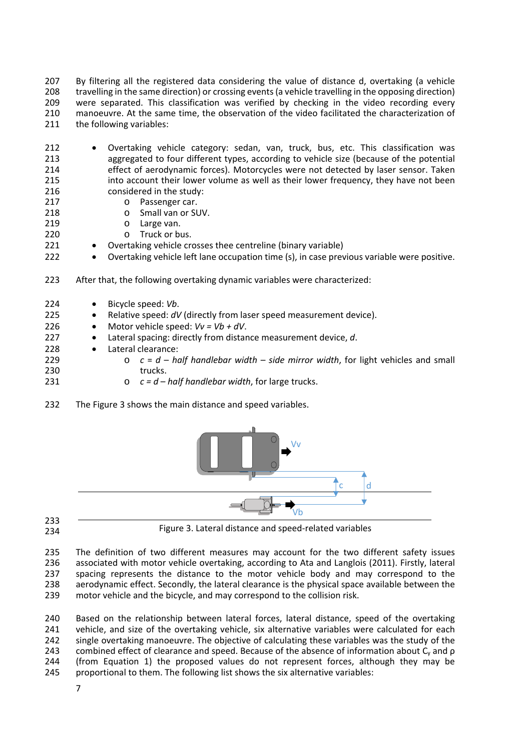By filtering all the registered data considering the value of distance d, overtaking (a vehicle travelling in the same direction) or crossing events (a vehicle travelling in the opposing direction) were separated. This classification was verified by checking in the video recording every manoeuvre. At the same time, the observation of the video facilitated the characterization of the following variables:

- Overtaking vehicle category: sedan, van, truck, bus, etc. This classification was aggregated to four different types, according to vehicle size (because of the potential effect of aerodynamic forces). Motorcycles were not detected by laser sensor. Taken into account their lower volume as well as their lower frequency, they have not been considered in the study:
  - Passenger car.
  - Small van or SUV.
  - Large van.
  - Truck or bus.
- Overtaking vehicle crosses thee centreline (binary variable)
- Overtaking vehicle left lane occupation time (s), in case previous variable were positive.

After that, the following overtaking dynamic variables were characterized:

- Bicycle speed: $V_b$.
- Relative speed: $dV$ (directly from laser speed measurement device).
- Motor vehicle speed: $V_v = V_b + dV$.
- Lateral spacing: directly from distance measurement device, $d$.
- Lateral clearance:
  - $c = d -$ *half handlebar width* $-$ *side mirror width*, for light vehicles and small trucks.
  - $c = d -$ *half handlebar width*, for large trucks.

The Figure 3 shows the main distance and speed variables.

Figure 3. Lateral distance and speed-related variables

The definition of two different measures may account for the two different safety issues associated with motor vehicle overtaking, according to Ata and Langlois (2011). Firstly, lateral spacing represents the distance to the motor vehicle body and may correspond to the aerodynamic effect. Secondly, the lateral clearance is the physical space available between the motor vehicle and the bicycle, and may correspond to the collision risk.

Based on the relationship between lateral forces, lateral distance, speed of the overtaking vehicle, and size of the overtaking vehicle, six alternative variables were calculated for each single overtaking manoeuvre. The objective of calculating these variables was the study of the combined effect of clearance and speed. Because of the absence of information about $C_y$ and $\rho$ (from Equation 1) the proposed values do not represent forces, although they may be proportional to them. The following list shows the six alternative variables: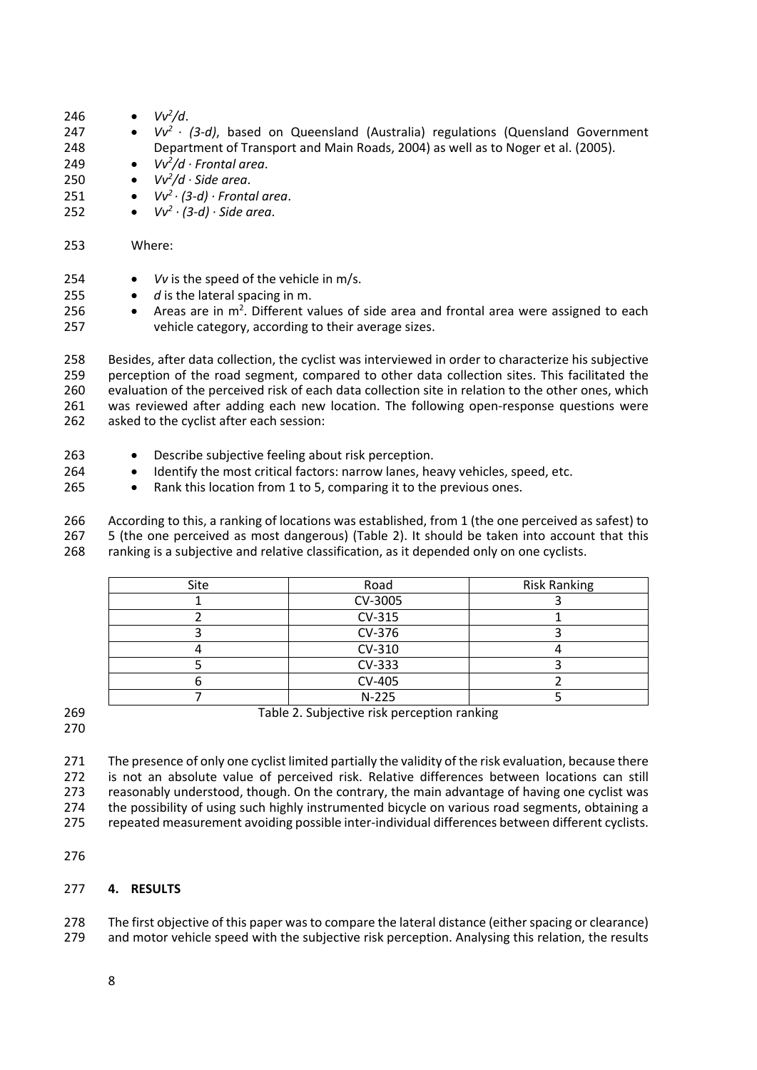- $Vv^2/d$.
- $Vv^2 \cdot (3\text{-}d)$, based on Queensland (Australia) regulations (Queensland Government Department of Transport and Main Roads, 2004) as well as to Noger et al. (2005).
- $Vv^2/d \cdot$ *Frontal area*.
- $Vv^2/d \cdot$ *Side area*.
- $Vv^2 \cdot (3\text{-}d) \cdot$ *Frontal area*.
- $Vv^2 \cdot (3\text{-}d) \cdot$ *Side area*.

Where:

- $Vv$ is the speed of the vehicle in m/s.
- $d$ is the lateral spacing in m.
- Areas are in $m^2$. Different values of side area and frontal area were assigned to each vehicle category, according to their average sizes.

Besides, after data collection, the cyclist was interviewed in order to characterize his subjective perception of the road segment, compared to other data collection sites. This facilitated the evaluation of the perceived risk of each data collection site in relation to the other ones, which was reviewed after adding each new location. The following open-response questions were asked to the cyclist after each session:

- Describe subjective feeling about risk perception.
- Identify the most critical factors: narrow lanes, heavy vehicles, speed, etc.
- Rank this location from 1 to 5, comparing it to the previous ones.

According to this, a ranking of locations was established, from 1 (the one perceived as safest) to 5 (the one perceived as most dangerous) (Table 2). It should be taken into account that this ranking is a subjective and relative classification, as it depended only on one cyclists.

| Site | Road | Risk Ranking |
|---|---|---|
| 1 | CV-3005 | 3 |
| 2 | CV-315 | 1 |
| 3 | CV-376 | 3 |
| 4 | CV-310 | 4 |
| 5 | CV-333 | 3 |
| 6 | CV-405 | 2 |
| 7 | N-225 | 5 |

Table 2. Subjective risk perception ranking

The presence of only one cyclist limited partially the validity of the risk evaluation, because there is not an absolute value of perceived risk. Relative differences between locations can still reasonably understood, though. On the contrary, the main advantage of having one cyclist was the possibility of using such highly instrumented bicycle on various road segments, obtaining a repeated measurement avoiding possible inter-individual differences between different cyclists.

## 4. RESULTS

The first objective of this paper was to compare the lateral distance (either spacing or clearance) and motor vehicle speed with the subjective risk perception. Analysing this relation, the results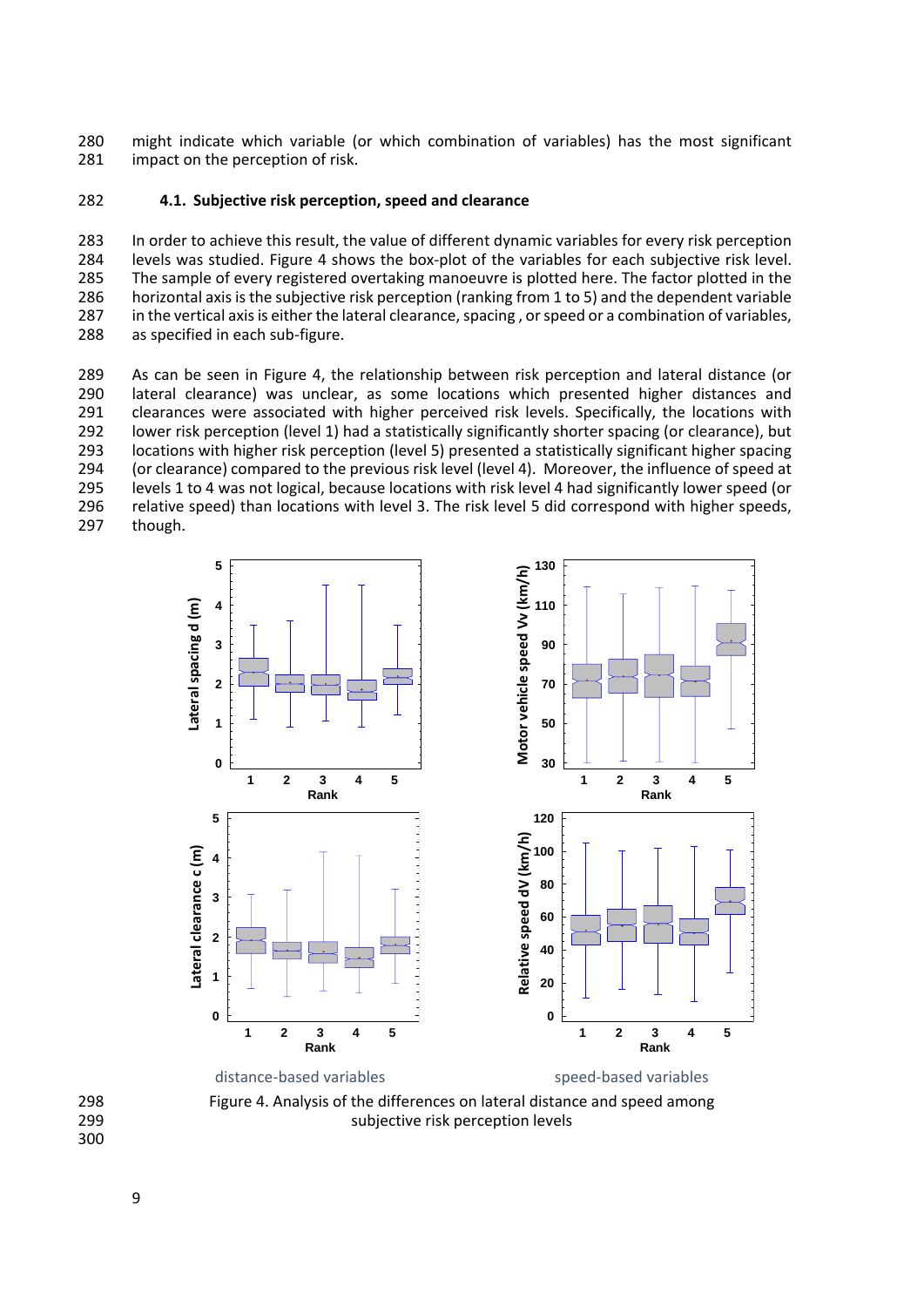might indicate which variable (or which combination of variables) has the most significant impact on the perception of risk.

### 4.1. Subjective risk perception, speed and clearance

In order to achieve this result, the value of different dynamic variables for every risk perception levels was studied. Figure 4 shows the box-plot of the variables for each subjective risk level. The sample of every registered overtaking manoeuvre is plotted here. The factor plotted in the horizontal axis is the subjective risk perception (ranking from 1 to 5) and the dependent variable in the vertical axis is either the lateral clearance, spacing , or speed or a combination of variables, as specified in each sub-figure.

As can be seen in Figure 4, the relationship between risk perception and lateral distance (or lateral clearance) was unclear, as some locations which presented higher distances and clearances were associated with higher perceived risk levels. Specifically, the locations with lower risk perception (level 1) had a statistically significantly shorter spacing (or clearance), but locations with higher risk perception (level 5) presented a statistically significant higher spacing (or clearance) compared to the previous risk level (level 4). Moreover, the influence of speed at levels 1 to 4 was not logical, because locations with risk level 4 had significantly lower speed (or relative speed) than locations with level 3. The risk level 5 did correspond with higher speeds, though.

distance-based variables speed-based variables

Figure 4. Analysis of the differences on lateral distance and speed among subjective risk perception levels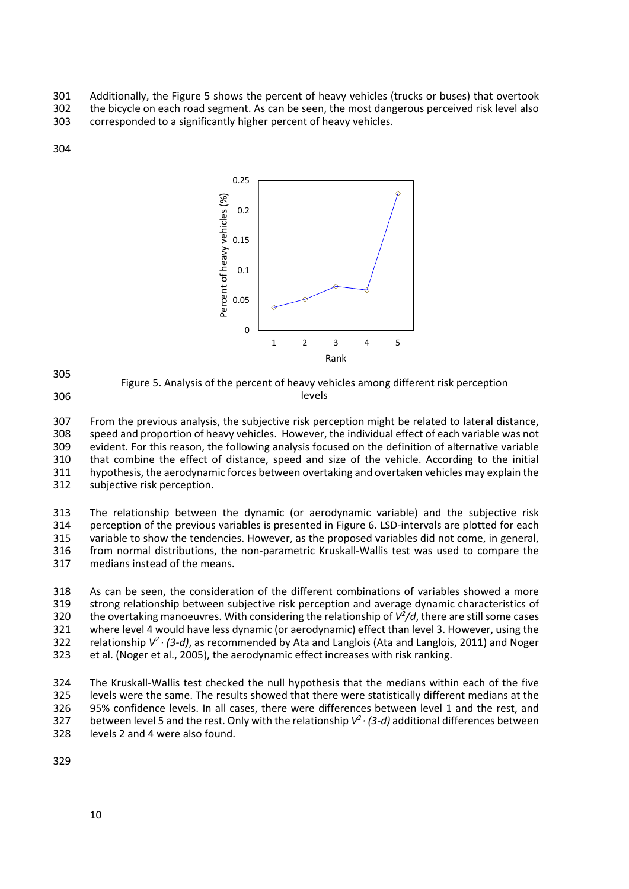Additionally, the Figure 5 shows the percent of heavy vehicles (trucks or buses) that overtook the bicycle on each road segment. As can be seen, the most dangerous perceived risk level also corresponded to a significantly higher percent of heavy vehicles.

Figure 5. Analysis of the percent of heavy vehicles among different risk perception levels

From the previous analysis, the subjective risk perception might be related to lateral distance, speed and proportion of heavy vehicles. However, the individual effect of each variable was not evident. For this reason, the following analysis focused on the definition of alternative variable that combine the effect of distance, speed and size of the vehicle. According to the initial hypothesis, the aerodynamic forces between overtaking and overtaken vehicles may explain the subjective risk perception.

The relationship between the dynamic (or aerodynamic variable) and the subjective risk perception of the previous variables is presented in Figure 6. LSD-intervals are plotted for each variable to show the tendencies. However, as the proposed variables did not come, in general, from normal distributions, the non-parametric Kruskall-Wallis test was used to compare the medians instead of the means.

As can be seen, the consideration of the different combinations of variables showed a more strong relationship between subjective risk perception and average dynamic characteristics of the overtaking manoeuvres. With considering the relationship of $V^2/d$, there are still some cases where level 4 would have less dynamic (or aerodynamic) effect than level 3. However, using the relationship $V^2 \cdot (3-d)$, as recommended by Ata and Langlois (Ata and Langlois, 2011) and Noger et al. (Noger et al., 2005), the aerodynamic effect increases with risk ranking.

The Kruskall-Wallis test checked the null hypothesis that the medians within each of the five levels were the same. The results showed that there were statistically different medians at the 95% confidence levels. In all cases, there were differences between level 1 and the rest, and between level 5 and the rest. Only with the relationship $V^2 \cdot (3-d)$ additional differences between levels 2 and 4 were also found.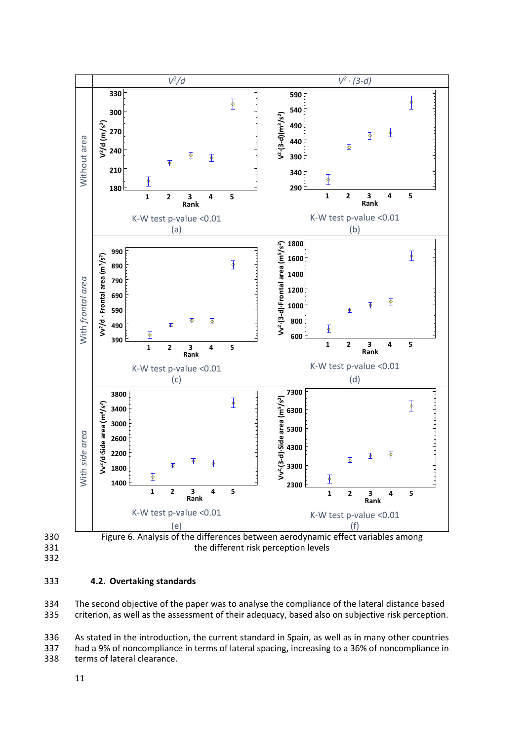Figure 6. Analysis of the differences between aerodynamic effect variables among the different risk perception levels

### 4.2. Overtaking standards

The second objective of the paper was to analyse the compliance of the lateral distance based criterion, as well as the assessment of their adequacy, based also on subjective risk perception.

As stated in the introduction, the current standard in Spain, as well as in many other countries had a 9% of noncompliance in terms of lateral spacing, increasing to a 36% of noncompliance in terms of lateral clearance.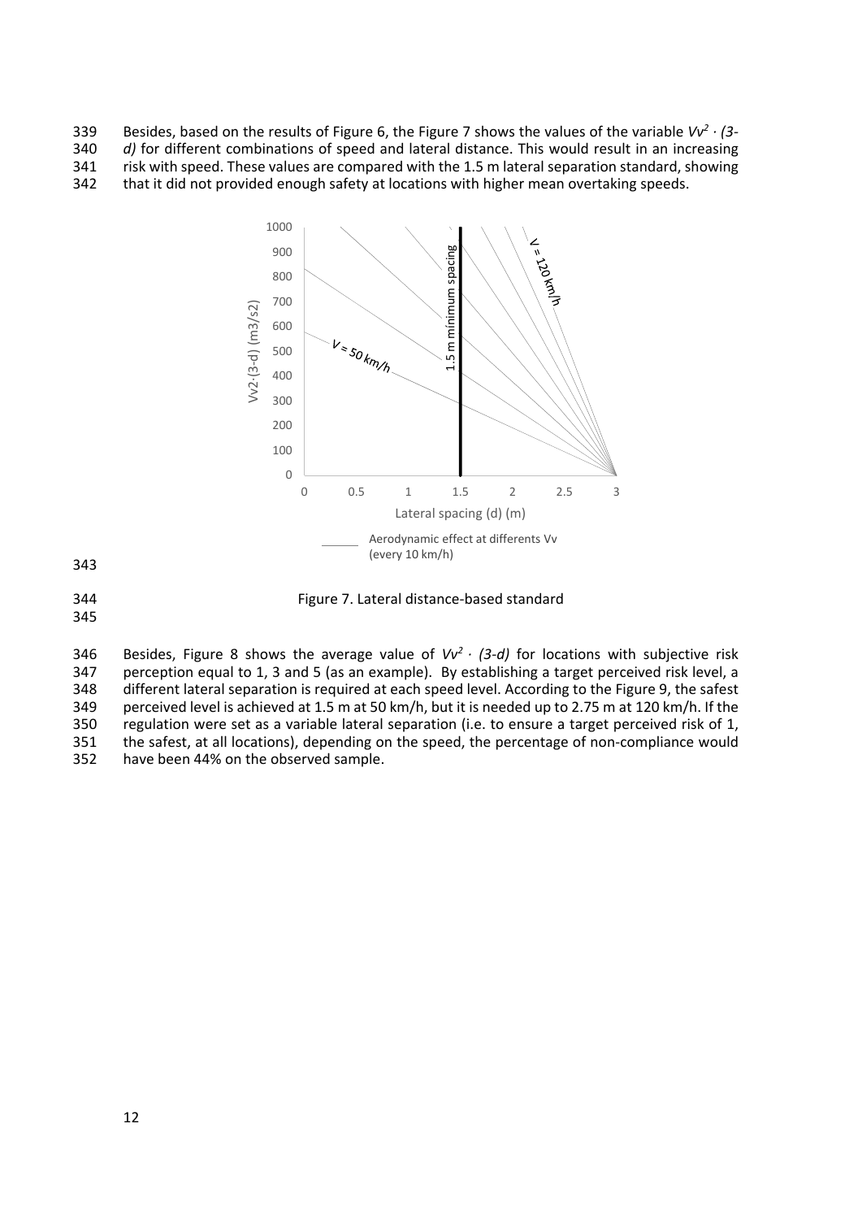Besides, based on the results of Figure 6, the Figure 7 shows the values of the variable $Vv^2 \cdot (3\text{-}d)$ for different combinations of speed and lateral distance. This would result in an increasing risk with speed. These values are compared with the 1.5 m lateral separation standard, showing that it did not provided enough safety at locations with higher mean overtaking speeds.

Figure 7. Lateral distance-based standard

Besides, Figure 8 shows the average value of $Vv^2 \cdot (3\text{-}d)$ for locations with subjective risk perception equal to 1, 3 and 5 (as an example). By establishing a target perceived risk level, a different lateral separation is required at each speed level. According to the Figure 9, the safest perceived level is achieved at 1.5 m at 50 km/h, but it is needed up to 2.75 m at 120 km/h. If the regulation were set as a variable lateral separation (i.e. to ensure a target perceived risk of 1, the safest, at all locations), depending on the speed, the percentage of non-compliance would have been 44% on the observed sample.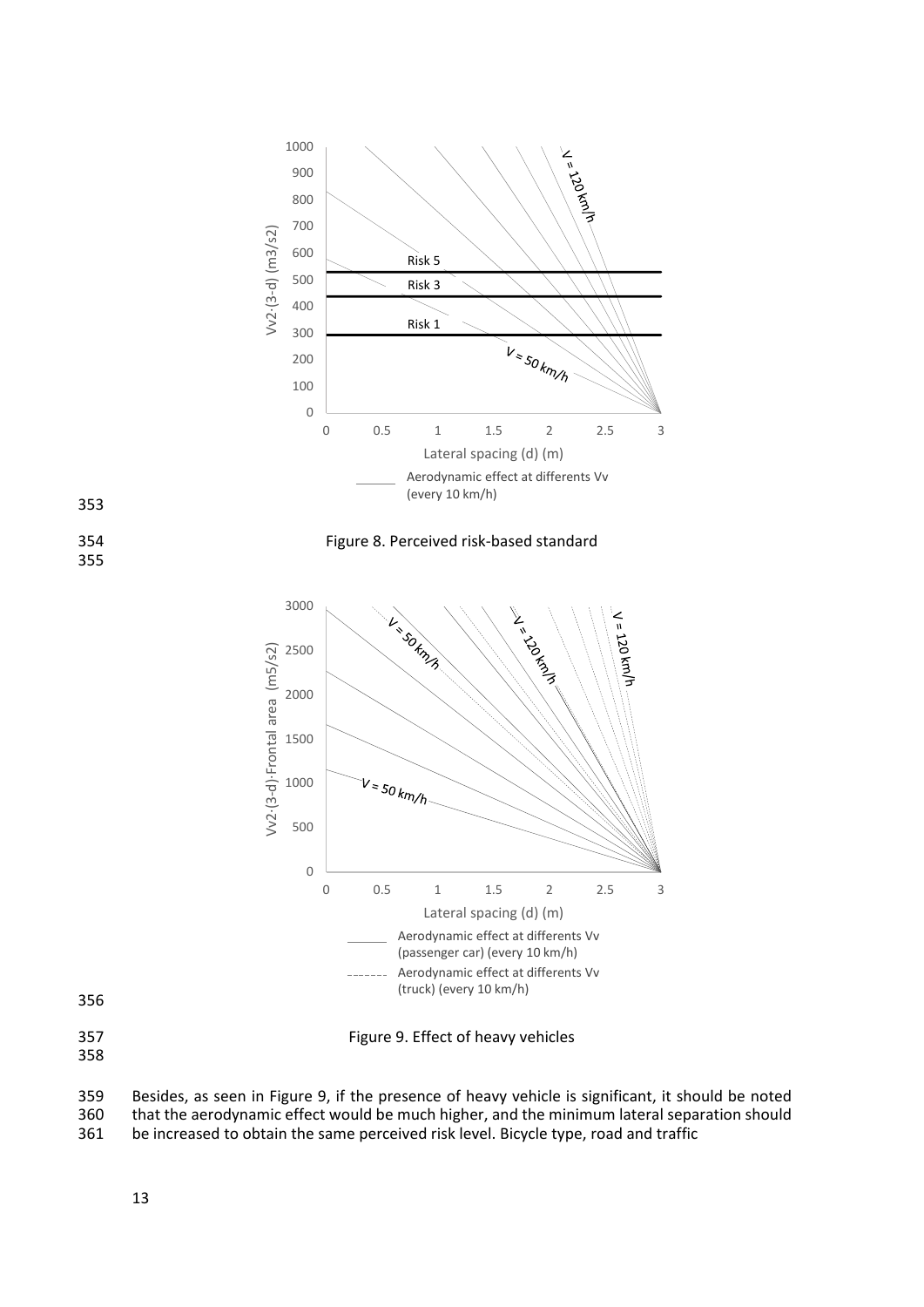Figure 8. Perceived risk-based standard

Figure 9. Effect of heavy vehicles

Besides, as seen in Figure 9, if the presence of heavy vehicle is significant, it should be noted that the aerodynamic effect would be much higher, and the minimum lateral separation should be increased to obtain the same perceived risk level. Bicycle type, road and traffic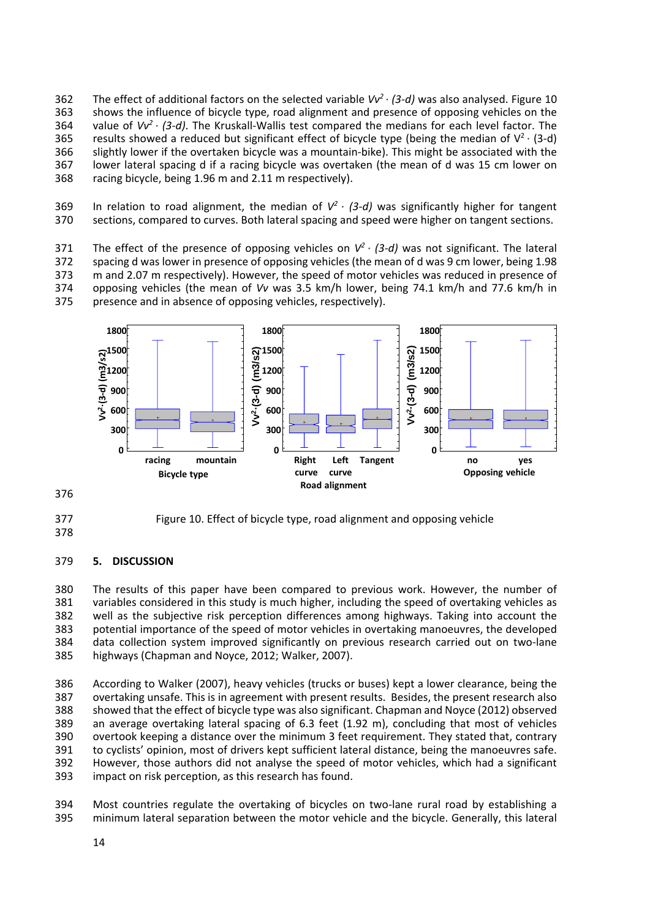The effect of additional factors on the selected variable $Vv^2 \cdot (3\text{-}d)$ was also analysed. Figure 10 shows the influence of bicycle type, road alignment and presence of opposing vehicles on the value of $Vv^2 \cdot (3\text{-}d)$. The Kruskall-Wallis test compared the medians for each level factor. The results showed a reduced but significant effect of bicycle type (being the median of $V^2 \cdot (3\text{-}d)$ slightly lower if the overtaken bicycle was a mountain-bike). This might be associated with the lower lateral spacing d if a racing bicycle was overtaken (the mean of d was 15 cm lower on racing bicycle, being 1.96 m and 2.11 m respectively).

In relation to road alignment, the median of $V^2 \cdot (3\text{-}d)$ was significantly higher for tangent sections, compared to curves. Both lateral spacing and speed were higher on tangent sections.

The effect of the presence of opposing vehicles on $V^2 \cdot (3\text{-}d)$ was not significant. The lateral spacing d was lower in presence of opposing vehicles (the mean of d was 9 cm lower, being 1.98 m and 2.07 m respectively). However, the speed of motor vehicles was reduced in presence of opposing vehicles (the mean of $Vv$ was 3.5 km/h lower, being 74.1 km/h and 77.6 km/h in presence and in absence of opposing vehicles, respectively).

Figure 10. Effect of bicycle type, road alignment and opposing vehicle

## 5. DISCUSSION

The results of this paper have been compared to previous work. However, the number of variables considered in this study is much higher, including the speed of overtaking vehicles as well as the subjective risk perception differences among highways. Taking into account the potential importance of the speed of motor vehicles in overtaking manoeuvres, the developed data collection system improved significantly on previous research carried out on two-lane highways (Chapman and Noyce, 2012; Walker, 2007).

According to Walker (2007), heavy vehicles (trucks or buses) kept a lower clearance, being the overtaking unsafe. This is in agreement with present results. Besides, the present research also showed that the effect of bicycle type was also significant. Chapman and Noyce (2012) observed an average overtaking lateral spacing of 6.3 feet (1.92 m), concluding that most of vehicles overtook keeping a distance over the minimum 3 feet requirement. They stated that, contrary to cyclists' opinion, most of drivers kept sufficient lateral distance, being the manoeuvres safe. However, those authors did not analyse the speed of motor vehicles, which had a significant impact on risk perception, as this research has found.

Most countries regulate the overtaking of bicycles on two-lane rural road by establishing a minimum lateral separation between the motor vehicle and the bicycle. Generally, this lateral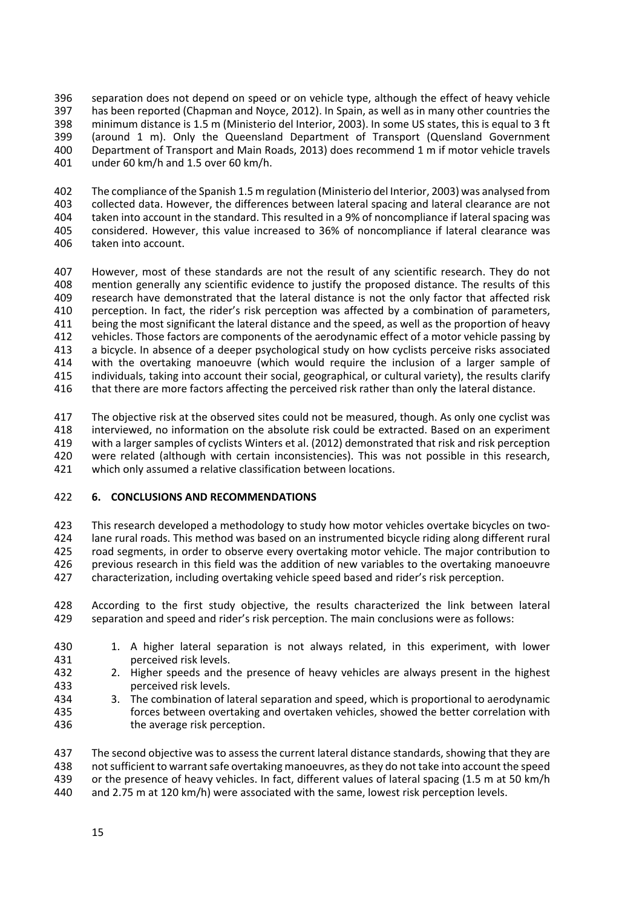separation does not depend on speed or on vehicle type, although the effect of heavy vehicle has been reported (Chapman and Noyce, 2012). In Spain, as well as in many other countries the minimum distance is 1.5 m (Ministerio del Interior, 2003). In some US states, this is equal to 3 ft (around 1 m). Only the Queensland Department of Transport (Queensland Government Department of Transport and Main Roads, 2013) does recommend 1 m if motor vehicle travels under 60 km/h and 1.5 over 60 km/h.

The compliance of the Spanish 1.5 m regulation (Ministerio del Interior, 2003) was analysed from collected data. However, the differences between lateral spacing and lateral clearance are not taken into account in the standard. This resulted in a 9% of noncompliance if lateral spacing was considered. However, this value increased to 36% of noncompliance if lateral clearance was taken into account.

However, most of these standards are not the result of any scientific research. They do not mention generally any scientific evidence to justify the proposed distance. The results of this research have demonstrated that the lateral distance is not the only factor that affected risk perception. In fact, the rider's risk perception was affected by a combination of parameters, being the most significant the lateral distance and the speed, as well as the proportion of heavy vehicles. Those factors are components of the aerodynamic effect of a motor vehicle passing by a bicycle. In absence of a deeper psychological study on how cyclists perceive risks associated with the overtaking manoeuvre (which would require the inclusion of a larger sample of individuals, taking into account their social, geographical, or cultural variety), the results clarify that there are more factors affecting the perceived risk rather than only the lateral distance.

The objective risk at the observed sites could not be measured, though. As only one cyclist was interviewed, no information on the absolute risk could be extracted. Based on an experiment with a larger samples of cyclists Winters et al. (2012) demonstrated that risk and risk perception were related (although with certain inconsistencies). This was not possible in this research, which only assumed a relative classification between locations.

## 6. CONCLUSIONS AND RECOMMENDATIONS

This research developed a methodology to study how motor vehicles overtake bicycles on two-lane rural roads. This method was based on an instrumented bicycle riding along different rural road segments, in order to observe every overtaking motor vehicle. The major contribution to previous research in this field was the addition of new variables to the overtaking manoeuvre characterization, including overtaking vehicle speed based and rider's risk perception.

According to the first study objective, the results characterized the link between lateral separation and speed and rider's risk perception. The main conclusions were as follows:

1. A higher lateral separation is not always related, in this experiment, with lower perceived risk levels.
2. Higher speeds and the presence of heavy vehicles are always present in the highest perceived risk levels.
3. The combination of lateral separation and speed, which is proportional to aerodynamic forces between overtaking and overtaken vehicles, showed the better correlation with the average risk perception.

The second objective was to assess the current lateral distance standards, showing that they are not sufficient to warrant safe overtaking manoeuvres, as they do not take into account the speed or the presence of heavy vehicles. In fact, different values of lateral spacing (1.5 m at 50 km/h and 2.75 m at 120 km/h) were associated with the same, lowest risk perception levels.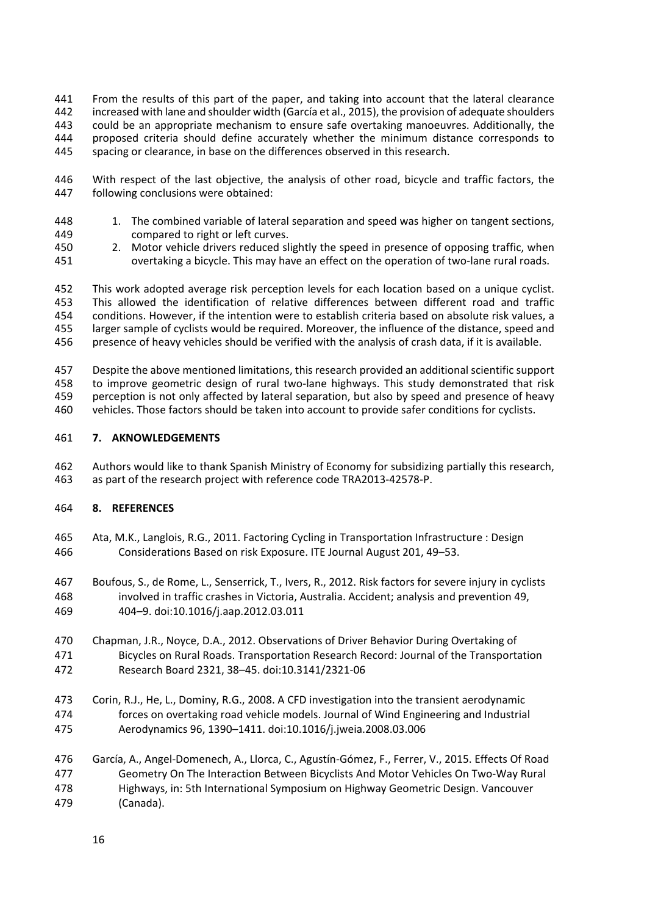From the results of this part of the paper, and taking into account that the lateral clearance increased with lane and shoulder width (García et al., 2015), the provision of adequate shoulders could be an appropriate mechanism to ensure safe overtaking manoeuvres. Additionally, the proposed criteria should define accurately whether the minimum distance corresponds to spacing or clearance, in base on the differences observed in this research.

With respect of the last objective, the analysis of other road, bicycle and traffic factors, the following conclusions were obtained:

1. The combined variable of lateral separation and speed was higher on tangent sections, compared to right or left curves.
2. Motor vehicle drivers reduced slightly the speed in presence of opposing traffic, when overtaking a bicycle. This may have an effect on the operation of two-lane rural roads.

This work adopted average risk perception levels for each location based on a unique cyclist. This allowed the identification of relative differences between different road and traffic conditions. However, if the intention were to establish criteria based on absolute risk values, a larger sample of cyclists would be required. Moreover, the influence of the distance, speed and presence of heavy vehicles should be verified with the analysis of crash data, if it is available.

Despite the above mentioned limitations, this research provided an additional scientific support to improve geometric design of rural two-lane highways. This study demonstrated that risk perception is not only affected by lateral separation, but also by speed and presence of heavy vehicles. Those factors should be taken into account to provide safer conditions for cyclists.

## 7. AKNOWLEDGEMENTS

Authors would like to thank Spanish Ministry of Economy for subsidizing partially this research, as part of the research project with reference code TRA2013-42578-P.

## 8. REFERENCES

Ata, M.K., Langlois, R.G., 2011. Factoring Cycling in Transportation Infrastructure : Design Considerations Based on risk Exposure. ITE Journal August 201, 49–53.

Boufous, S., de Rome, L., Senserrick, T., Ivers, R., 2012. Risk factors for severe injury in cyclists involved in traffic crashes in Victoria, Australia. Accident; analysis and prevention 49, 404–9. doi:10.1016/j.aap.2012.03.011

Chapman, J.R., Noyce, D.A., 2012. Observations of Driver Behavior During Overtaking of Bicycles on Rural Roads. Transportation Research Record: Journal of the Transportation Research Board 2321, 38–45. doi:10.3141/2321-06

Corin, R.J., He, L., Dominy, R.G., 2008. A CFD investigation into the transient aerodynamic forces on overtaking road vehicle models. Journal of Wind Engineering and Industrial Aerodynamics 96, 1390–1411. doi:10.1016/j.jweia.2008.03.006

García, A., Angel-Domenech, A., Llorca, C., Agustín-Gómez, F., Ferrer, V., 2015. Effects Of Road Geometry On The Interaction Between Bicyclists And Motor Vehicles On Two-Way Rural Highways, in: 5th International Symposium on Highway Geometric Design. Vancouver (Canada).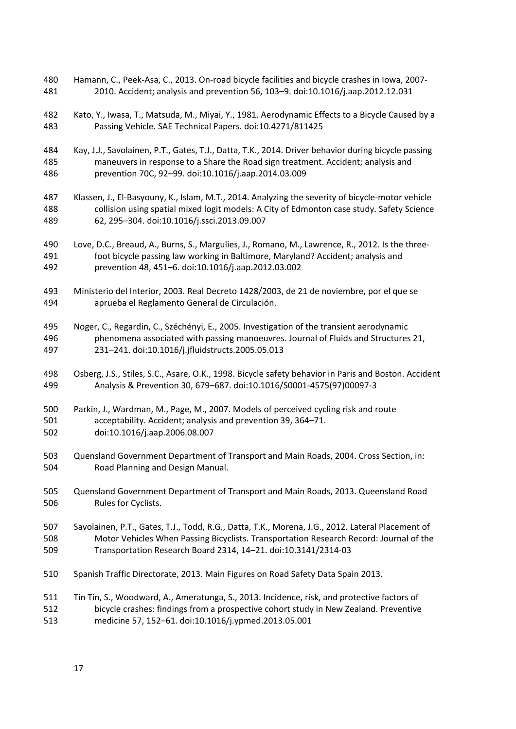Hamann, C., Peek-Asa, C., 2013. On-road bicycle facilities and bicycle crashes in Iowa, 2007-2010. Accident; analysis and prevention 56, 103–9. doi:10.1016/j.aap.2012.12.031

Kato, Y., Iwasa, T., Matsuda, M., Miyai, Y., 1981. Aerodynamic Effects to a Bicycle Caused by a Passing Vehicle. SAE Technical Papers. doi:10.4271/811425

Kay, J.J., Savolainen, P.T., Gates, T.J., Datta, T.K., 2014. Driver behavior during bicycle passing maneuvers in response to a Share the Road sign treatment. Accident; analysis and prevention 70C, 92–99. doi:10.1016/j.aap.2014.03.009

Klassen, J., El-Basyouny, K., Islam, M.T., 2014. Analyzing the severity of bicycle-motor vehicle collision using spatial mixed logit models: A City of Edmonton case study. Safety Science 62, 295–304. doi:10.1016/j.ssci.2013.09.007

Love, D.C., Breaud, A., Burns, S., Margulies, J., Romano, M., Lawrence, R., 2012. Is the three-foot bicycle passing law working in Baltimore, Maryland? Accident; analysis and prevention 48, 451–6. doi:10.1016/j.aap.2012.03.002

Ministerio del Interior, 2003. Real Decreto 1428/2003, de 21 de noviembre, por el que se aprueba el Reglamento General de Circulación.

Noger, C., Regardin, C., Széchényi, E., 2005. Investigation of the transient aerodynamic phenomena associated with passing manoeuvres. Journal of Fluids and Structures 21, 231–241. doi:10.1016/j.jfluidstructs.2005.05.013

Osberg, J.S., Stiles, S.C., Asare, O.K., 1998. Bicycle safety behavior in Paris and Boston. Accident Analysis & Prevention 30, 679–687. doi:10.1016/S0001-4575(97)00097-3

Parkin, J., Wardman, M., Page, M., 2007. Models of perceived cycling risk and route acceptability. Accident; analysis and prevention 39, 364–71. doi:10.1016/j.aap.2006.08.007

Quensland Government Department of Transport and Main Roads, 2004. Cross Section, in: Road Planning and Design Manual.

Quensland Government Department of Transport and Main Roads, 2013. Queensland Road Rules for Cyclists.

Savolainen, P.T., Gates, T.J., Todd, R.G., Datta, T.K., Morena, J.G., 2012. Lateral Placement of Motor Vehicles When Passing Bicyclists. Transportation Research Record: Journal of the Transportation Research Board 2314, 14–21. doi:10.3141/2314-03

Spanish Traffic Directorate, 2013. Main Figures on Road Safety Data Spain 2013.

Tin Tin, S., Woodward, A., Ameratunga, S., 2013. Incidence, risk, and protective factors of bicycle crashes: findings from a prospective cohort study in New Zealand. Preventive medicine 57, 152–61. doi:10.1016/j.ypmed.2013.05.001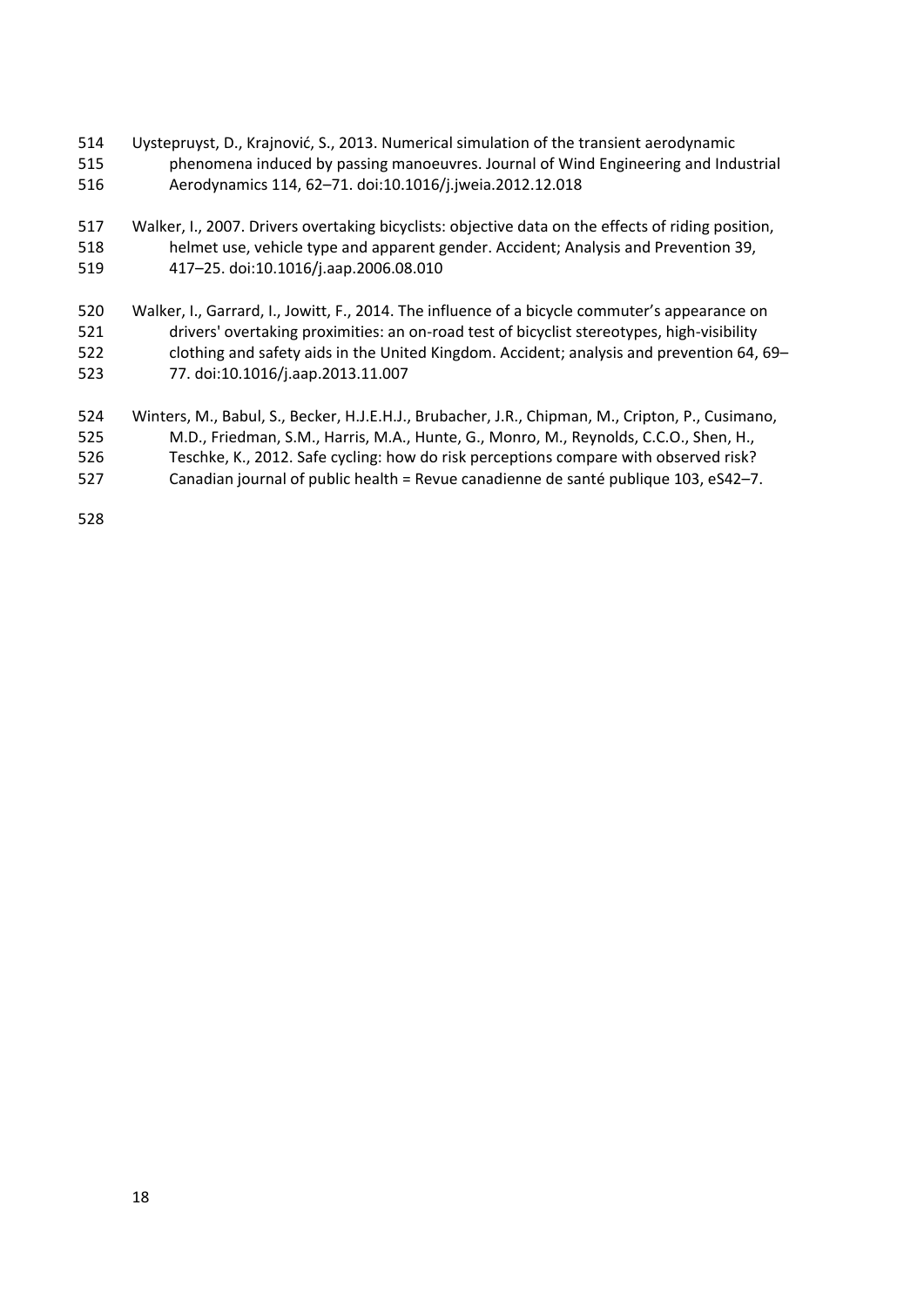Uystepruyst, D., Krajnović, S., 2013. Numerical simulation of the transient aerodynamic phenomena induced by passing manoeuvres. Journal of Wind Engineering and Industrial Aerodynamics 114, 62–71. doi:10.1016/j.jweia.2012.12.018

Walker, I., 2007. Drivers overtaking bicyclists: objective data on the effects of riding position, helmet use, vehicle type and apparent gender. Accident; Analysis and Prevention 39, 417–25. doi:10.1016/j.aap.2006.08.010

Walker, I., Garrard, I., Jowitt, F., 2014. The influence of a bicycle commuter's appearance on drivers' overtaking proximities: an on-road test of bicyclist stereotypes, high-visibility clothing and safety aids in the United Kingdom. Accident; analysis and prevention 64, 69–77. doi:10.1016/j.aap.2013.11.007

Winters, M., Babul, S., Becker, H.J.E.H.J., Brubacher, J.R., Chipman, M., Cripton, P., Cusimano, M.D., Friedman, S.M., Harris, M.A., Hunte, G., Monro, M., Reynolds, C.C.O., Shen, H., Teschke, K., 2012. Safe cycling: how do risk perceptions compare with observed risk? Canadian journal of public health = Revue canadienne de santé publique 103, eS42–7.